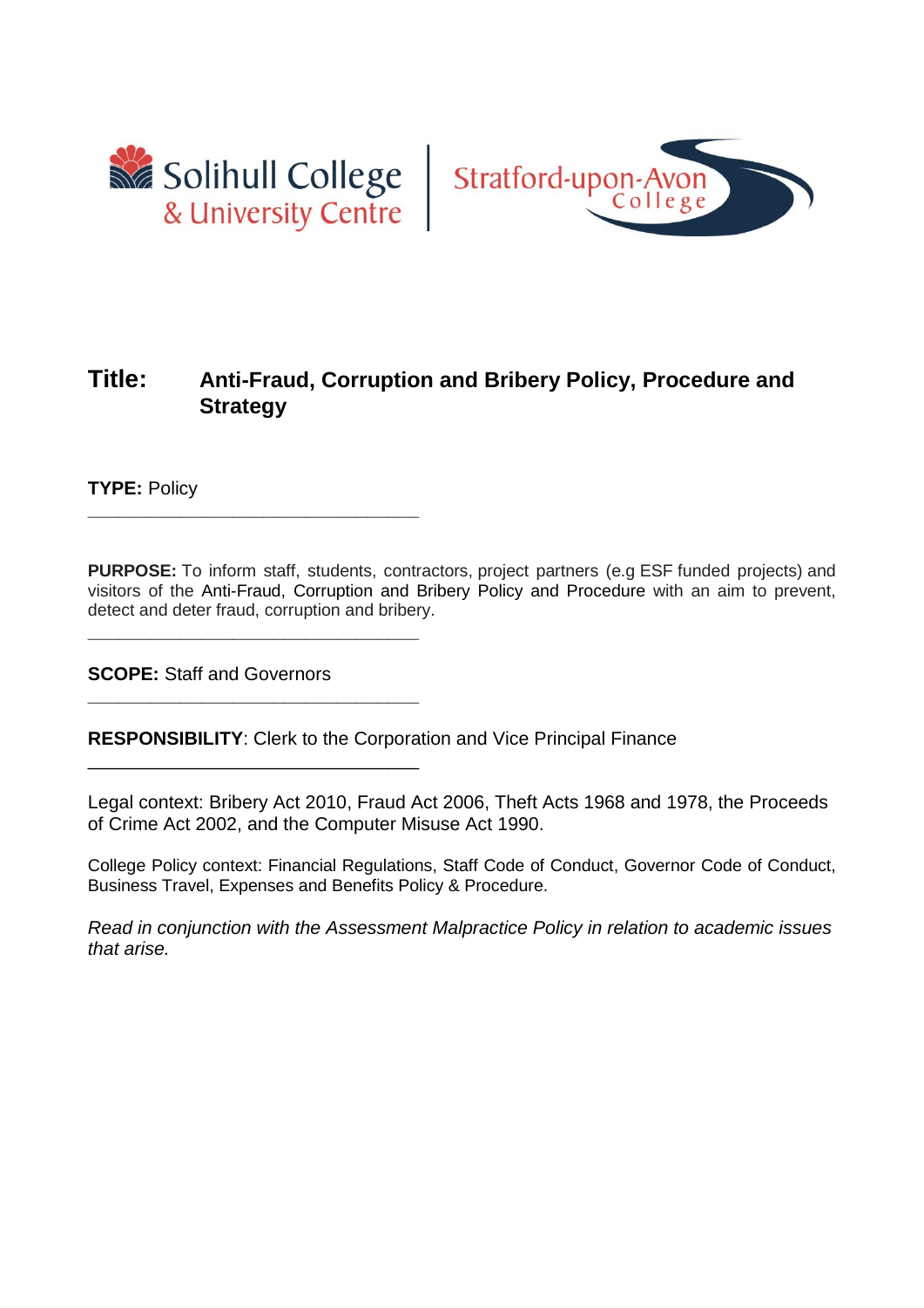Solihull College & University Centre | Stratford-upon-Avon College

# Title: Anti-Fraud, Corruption and Bribery Policy, Procedure and Strategy

**TYPE:** Policy

---

**PURPOSE:** To inform staff, students, contractors, project partners (e.g ESF funded projects) and visitors of the Anti-Fraud, Corruption and Bribery Policy and Procedure with an aim to prevent, detect and deter fraud, corruption and bribery.

---

**SCOPE:** Staff and Governors

---

**RESPONSIBILITY**: Clerk to the Corporation and Vice Principal Finance

---

Legal context: Bribery Act 2010, Fraud Act 2006, Theft Acts 1968 and 1978, the Proceeds of Crime Act 2002, and the Computer Misuse Act 1990.

College Policy context: Financial Regulations, Staff Code of Conduct, Governor Code of Conduct, Business Travel, Expenses and Benefits Policy & Procedure.

*Read in conjunction with the Assessment Malpractice Policy in relation to academic issues that arise.*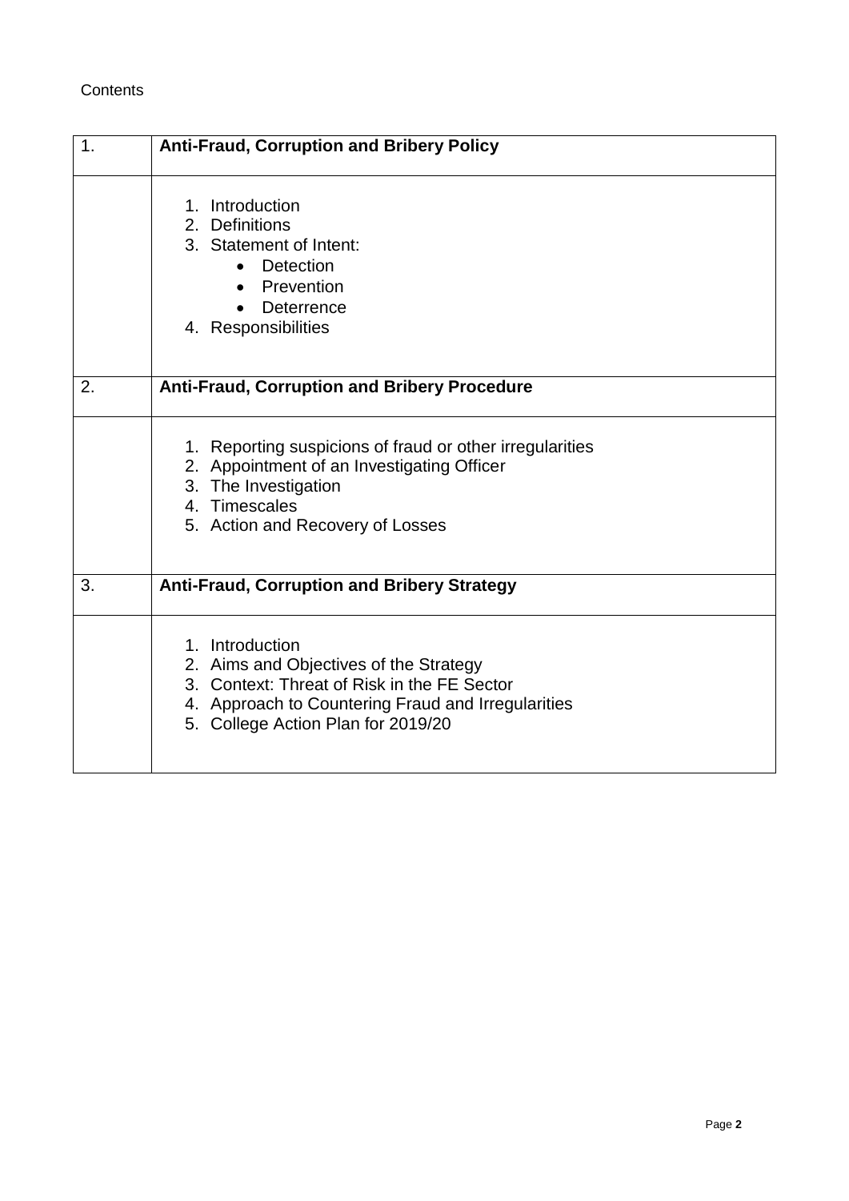Contents

| 1. | **Anti-Fraud, Corruption and Bribery Policy** |
|---|---|
| | 1. Introduction<br>2. Definitions<br>3. Statement of Intent:<br>• Detection<br>• Prevention<br>• Deterrence<br>4. Responsibilities |
| 2. | **Anti-Fraud, Corruption and Bribery Procedure** |
| | 1. Reporting suspicions of fraud or other irregularities<br>2. Appointment of an Investigating Officer<br>3. The Investigation<br>4. Timescales<br>5. Action and Recovery of Losses |
| 3. | **Anti-Fraud, Corruption and Bribery Strategy** |
| | 1. Introduction<br>2. Aims and Objectives of the Strategy<br>3. Context: Threat of Risk in the FE Sector<br>4. Approach to Countering Fraud and Irregularities<br>5. College Action Plan for 2019/20 |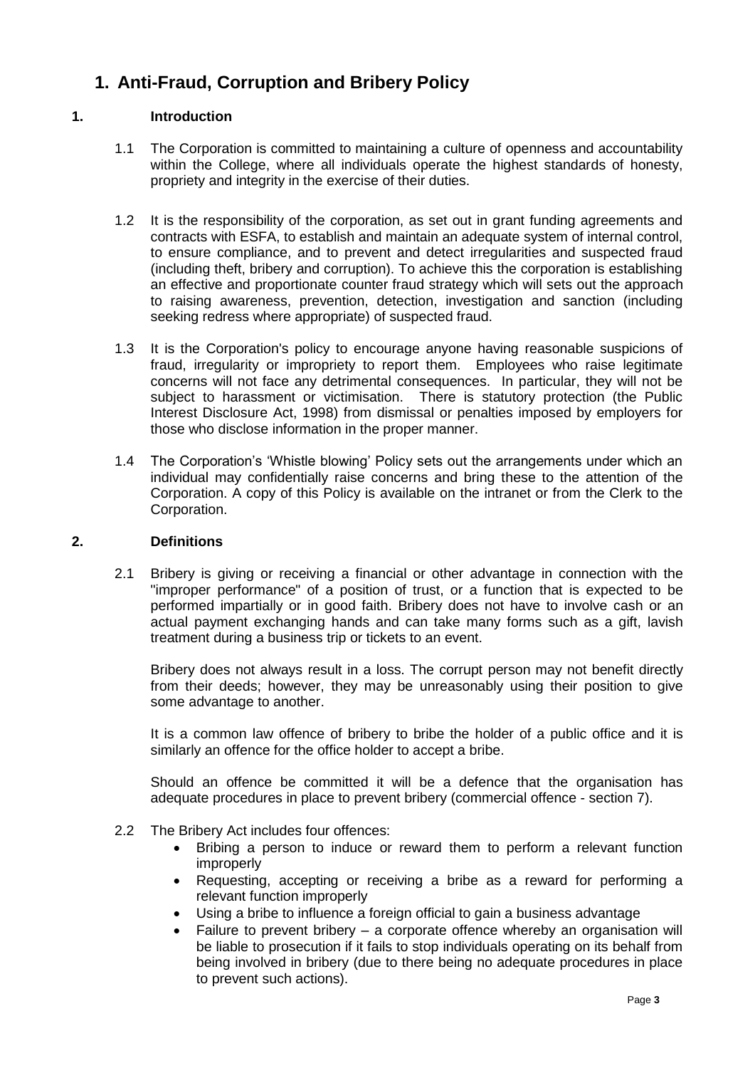# 1. Anti-Fraud, Corruption and Bribery Policy

## 1. Introduction

1.1 The Corporation is committed to maintaining a culture of openness and accountability within the College, where all individuals operate the highest standards of honesty, propriety and integrity in the exercise of their duties.

1.2 It is the responsibility of the corporation, as set out in grant funding agreements and contracts with ESFA, to establish and maintain an adequate system of internal control, to ensure compliance, and to prevent and detect irregularities and suspected fraud (including theft, bribery and corruption). To achieve this the corporation is establishing an effective and proportionate counter fraud strategy which will sets out the approach to raising awareness, prevention, detection, investigation and sanction (including seeking redress where appropriate) of suspected fraud.

1.3 It is the Corporation's policy to encourage anyone having reasonable suspicions of fraud, irregularity or impropriety to report them. Employees who raise legitimate concerns will not face any detrimental consequences. In particular, they will not be subject to harassment or victimisation. There is statutory protection (the Public Interest Disclosure Act, 1998) from dismissal or penalties imposed by employers for those who disclose information in the proper manner.

1.4 The Corporation's 'Whistle blowing' Policy sets out the arrangements under which an individual may confidentially raise concerns and bring these to the attention of the Corporation. A copy of this Policy is available on the intranet or from the Clerk to the Corporation.

## 2. Definitions

2.1 Bribery is giving or receiving a financial or other advantage in connection with the "improper performance" of a position of trust, or a function that is expected to be performed impartially or in good faith. Bribery does not have to involve cash or an actual payment exchanging hands and can take many forms such as a gift, lavish treatment during a business trip or tickets to an event.

Bribery does not always result in a loss. The corrupt person may not benefit directly from their deeds; however, they may be unreasonably using their position to give some advantage to another.

It is a common law offence of bribery to bribe the holder of a public office and it is similarly an offence for the office holder to accept a bribe.

Should an offence be committed it will be a defence that the organisation has adequate procedures in place to prevent bribery (commercial offence - section 7).

2.2 The Bribery Act includes four offences:

- Bribing a person to induce or reward them to perform a relevant function improperly
- Requesting, accepting or receiving a bribe as a reward for performing a relevant function improperly
- Using a bribe to influence a foreign official to gain a business advantage
- Failure to prevent bribery – a corporate offence whereby an organisation will be liable to prosecution if it fails to stop individuals operating on its behalf from being involved in bribery (due to there being no adequate procedures in place to prevent such actions).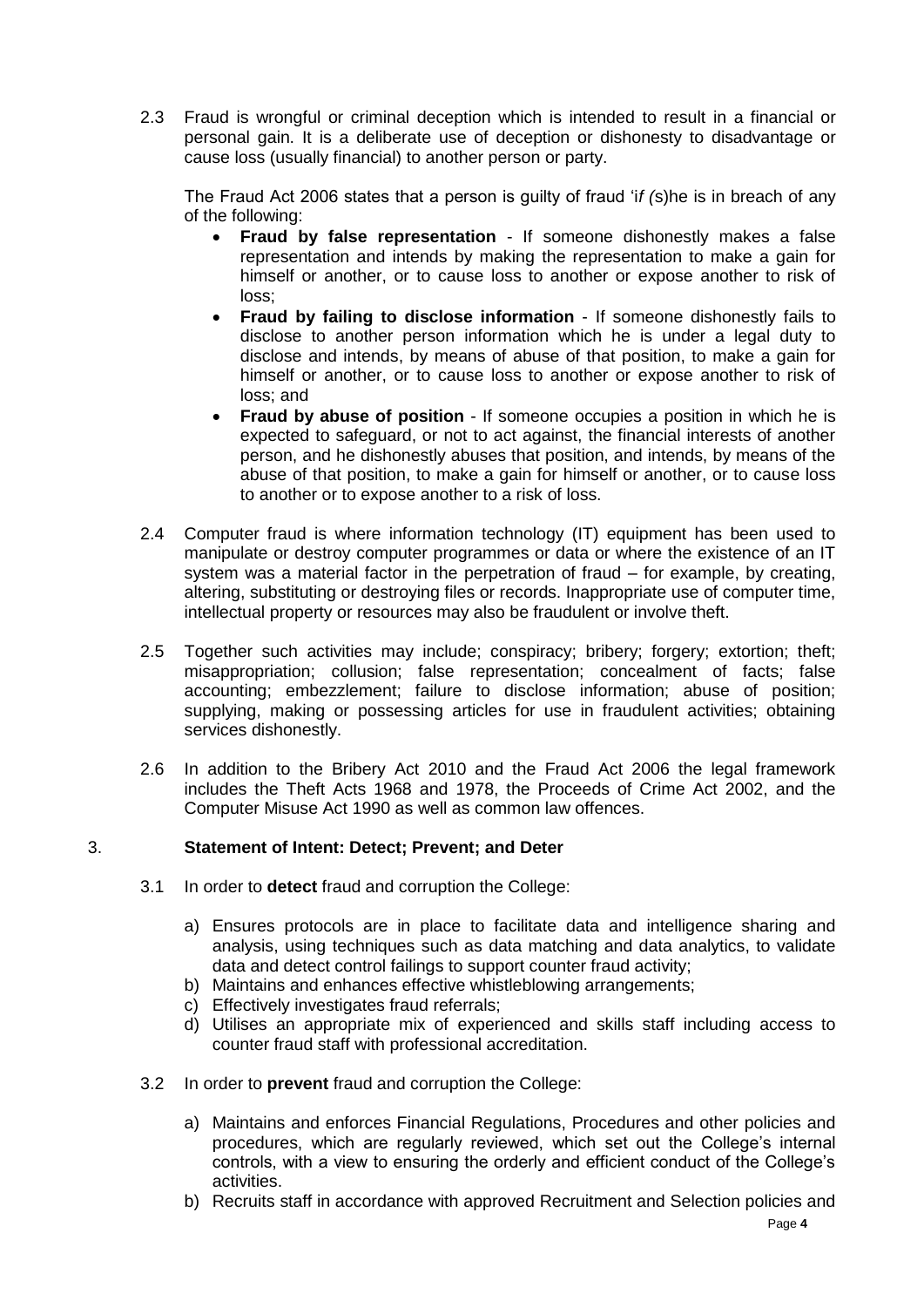2.3 Fraud is wrongful or criminal deception which is intended to result in a financial or personal gain. It is a deliberate use of deception or dishonesty to disadvantage or cause loss (usually financial) to another person or party.

The Fraud Act 2006 states that a person is guilty of fraud 'i*f (*s)he is in breach of any of the following:

- **Fraud by false representation** - If someone dishonestly makes a false representation and intends by making the representation to make a gain for himself or another, or to cause loss to another or expose another to risk of loss;
- **Fraud by failing to disclose information** - If someone dishonestly fails to disclose to another person information which he is under a legal duty to disclose and intends, by means of abuse of that position, to make a gain for himself or another, or to cause loss to another or expose another to risk of loss; and
- **Fraud by abuse of position** - If someone occupies a position in which he is expected to safeguard, or not to act against, the financial interests of another person, and he dishonestly abuses that position, and intends, by means of the abuse of that position, to make a gain for himself or another, or to cause loss to another or to expose another to a risk of loss.

2.4 Computer fraud is where information technology (IT) equipment has been used to manipulate or destroy computer programmes or data or where the existence of an IT system was a material factor in the perpetration of fraud – for example, by creating, altering, substituting or destroying files or records. Inappropriate use of computer time, intellectual property or resources may also be fraudulent or involve theft.

2.5 Together such activities may include; conspiracy; bribery; forgery; extortion; theft; misappropriation; collusion; false representation; concealment of facts; false accounting; embezzlement; failure to disclose information; abuse of position; supplying, making or possessing articles for use in fraudulent activities; obtaining services dishonestly.

2.6 In addition to the Bribery Act 2010 and the Fraud Act 2006 the legal framework includes the Theft Acts 1968 and 1978, the Proceeds of Crime Act 2002, and the Computer Misuse Act 1990 as well as common law offences.

## 3. Statement of Intent: Detect; Prevent; and Deter

3.1 In order to **detect** fraud and corruption the College:

a) Ensures protocols are in place to facilitate data and intelligence sharing and analysis, using techniques such as data matching and data analytics, to validate data and detect control failings to support counter fraud activity;
b) Maintains and enhances effective whistleblowing arrangements;
c) Effectively investigates fraud referrals;
d) Utilises an appropriate mix of experienced and skills staff including access to counter fraud staff with professional accreditation.

3.2 In order to **prevent** fraud and corruption the College:

a) Maintains and enforces Financial Regulations, Procedures and other policies and procedures, which are regularly reviewed, which set out the College's internal controls, with a view to ensuring the orderly and efficient conduct of the College's activities.
b) Recruits staff in accordance with approved Recruitment and Selection policies and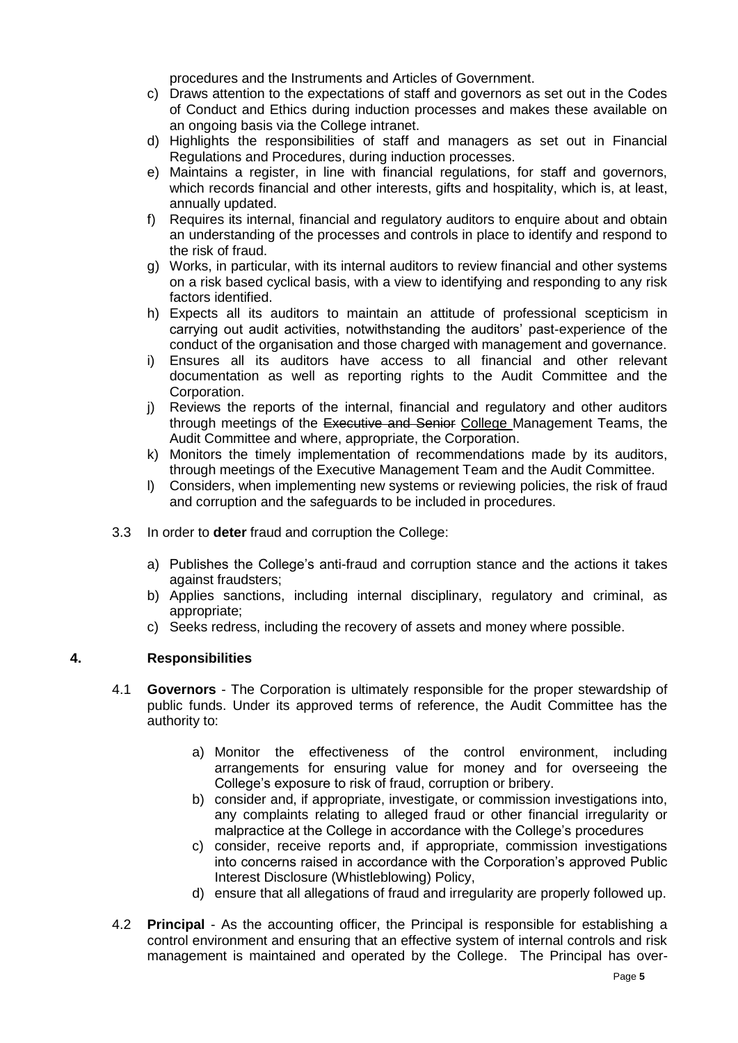procedures and the Instruments and Articles of Government.

c) Draws attention to the expectations of staff and governors as set out in the Codes of Conduct and Ethics during induction processes and makes these available on an ongoing basis via the College intranet.
d) Highlights the responsibilities of staff and managers as set out in Financial Regulations and Procedures, during induction processes.
e) Maintains a register, in line with financial regulations, for staff and governors, which records financial and other interests, gifts and hospitality, which is, at least, annually updated.
f) Requires its internal, financial and regulatory auditors to enquire about and obtain an understanding of the processes and controls in place to identify and respond to the risk of fraud.
g) Works, in particular, with its internal auditors to review financial and other systems on a risk based cyclical basis, with a view to identifying and responding to any risk factors identified.
h) Expects all its auditors to maintain an attitude of professional scepticism in carrying out audit activities, notwithstanding the auditors' past-experience of the conduct of the organisation and those charged with management and governance.
i) Ensures all its auditors have access to all financial and other relevant documentation as well as reporting rights to the Audit Committee and the Corporation.
j) Reviews the reports of the internal, financial and regulatory and other auditors through meetings of the ~~Executive and Senior~~ College Management Teams, the Audit Committee and where, appropriate, the Corporation.
k) Monitors the timely implementation of recommendations made by its auditors, through meetings of the Executive Management Team and the Audit Committee.
l) Considers, when implementing new systems or reviewing policies, the risk of fraud and corruption and the safeguards to be included in procedures.

3.3 In order to **deter** fraud and corruption the College:

a) Publishes the College's anti-fraud and corruption stance and the actions it takes against fraudsters;
b) Applies sanctions, including internal disciplinary, regulatory and criminal, as appropriate;
c) Seeks redress, including the recovery of assets and money where possible.

## 4. Responsibilities

4.1 **Governors** - The Corporation is ultimately responsible for the proper stewardship of public funds. Under its approved terms of reference, the Audit Committee has the authority to:

a) Monitor the effectiveness of the control environment, including arrangements for ensuring value for money and for overseeing the College's exposure to risk of fraud, corruption or bribery.
b) consider and, if appropriate, investigate, or commission investigations into, any complaints relating to alleged fraud or other financial irregularity or malpractice at the College in accordance with the College's procedures
c) consider, receive reports and, if appropriate, commission investigations into concerns raised in accordance with the Corporation's approved Public Interest Disclosure (Whistleblowing) Policy,
d) ensure that all allegations of fraud and irregularity are properly followed up.

4.2 **Principal** - As the accounting officer, the Principal is responsible for establishing a control environment and ensuring that an effective system of internal controls and risk management is maintained and operated by the College. The Principal has over-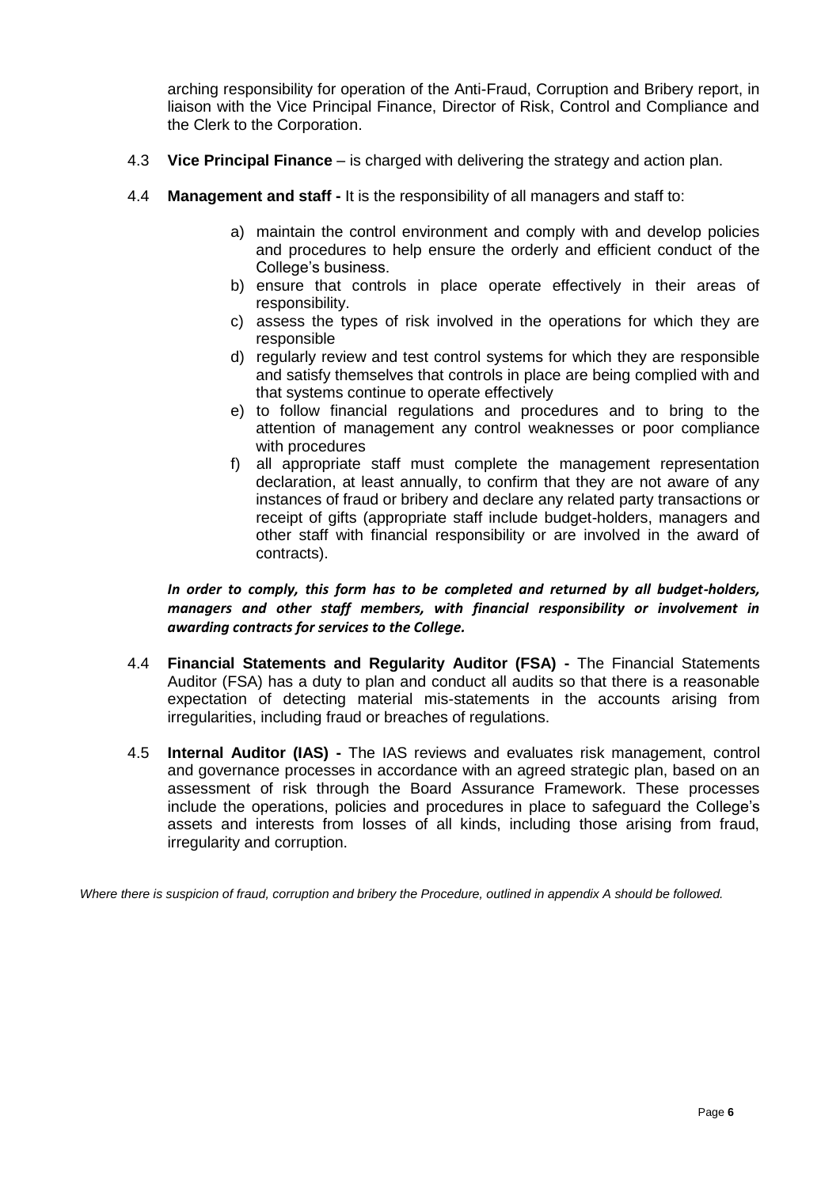arching responsibility for operation of the Anti-Fraud, Corruption and Bribery report, in liaison with the Vice Principal Finance, Director of Risk, Control and Compliance and the Clerk to the Corporation.

4.3 **Vice Principal Finance** – is charged with delivering the strategy and action plan.

4.4 **Management and staff -** It is the responsibility of all managers and staff to:

a) maintain the control environment and comply with and develop policies and procedures to help ensure the orderly and efficient conduct of the College's business.
b) ensure that controls in place operate effectively in their areas of responsibility.
c) assess the types of risk involved in the operations for which they are responsible
d) regularly review and test control systems for which they are responsible and satisfy themselves that controls in place are being complied with and that systems continue to operate effectively
e) to follow financial regulations and procedures and to bring to the attention of management any control weaknesses or poor compliance with procedures
f) all appropriate staff must complete the management representation declaration, at least annually, to confirm that they are not aware of any instances of fraud or bribery and declare any related party transactions or receipt of gifts (appropriate staff include budget-holders, managers and other staff with financial responsibility or are involved in the award of contracts).

***In order to comply, this form has to be completed and returned by all budget-holders, managers and other staff members, with financial responsibility or involvement in awarding contracts for services to the College.***

4.4 **Financial Statements and Regularity Auditor (FSA) -** The Financial Statements Auditor (FSA) has a duty to plan and conduct all audits so that there is a reasonable expectation of detecting material mis-statements in the accounts arising from irregularities, including fraud or breaches of regulations.

4.5 **Internal Auditor (IAS) -** The IAS reviews and evaluates risk management, control and governance processes in accordance with an agreed strategic plan, based on an assessment of risk through the Board Assurance Framework. These processes include the operations, policies and procedures in place to safeguard the College's assets and interests from losses of all kinds, including those arising from fraud, irregularity and corruption.

*Where there is suspicion of fraud, corruption and bribery the Procedure, outlined in appendix A should be followed.*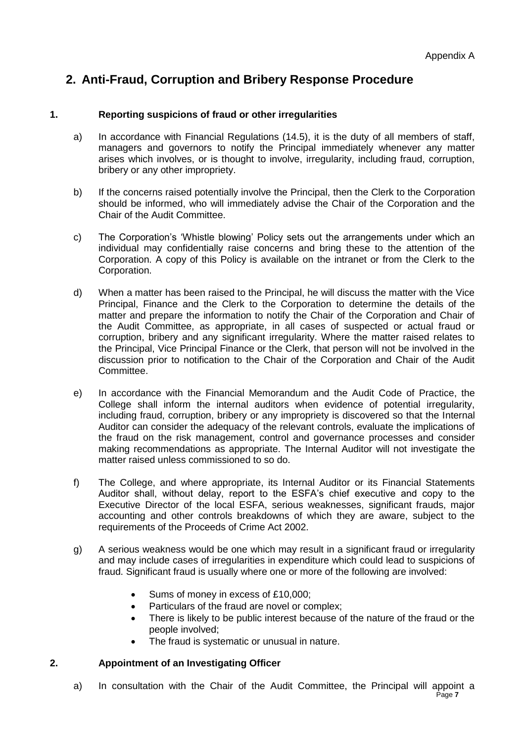Appendix A

## 2. Anti-Fraud, Corruption and Bribery Response Procedure

### 1. Reporting suspicions of fraud or other irregularities

a) In accordance with Financial Regulations (14.5), it is the duty of all members of staff, managers and governors to notify the Principal immediately whenever any matter arises which involves, or is thought to involve, irregularity, including fraud, corruption, bribery or any other impropriety.

b) If the concerns raised potentially involve the Principal, then the Clerk to the Corporation should be informed, who will immediately advise the Chair of the Corporation and the Chair of the Audit Committee.

c) The Corporation's 'Whistle blowing' Policy sets out the arrangements under which an individual may confidentially raise concerns and bring these to the attention of the Corporation. A copy of this Policy is available on the intranet or from the Clerk to the Corporation.

d) When a matter has been raised to the Principal, he will discuss the matter with the Vice Principal, Finance and the Clerk to the Corporation to determine the details of the matter and prepare the information to notify the Chair of the Corporation and Chair of the Audit Committee, as appropriate, in all cases of suspected or actual fraud or corruption, bribery and any significant irregularity. Where the matter raised relates to the Principal, Vice Principal Finance or the Clerk, that person will not be involved in the discussion prior to notification to the Chair of the Corporation and Chair of the Audit Committee.

e) In accordance with the Financial Memorandum and the Audit Code of Practice, the College shall inform the internal auditors when evidence of potential irregularity, including fraud, corruption, bribery or any impropriety is discovered so that the Internal Auditor can consider the adequacy of the relevant controls, evaluate the implications of the fraud on the risk management, control and governance processes and consider making recommendations as appropriate. The Internal Auditor will not investigate the matter raised unless commissioned to so do.

f) The College, and where appropriate, its Internal Auditor or its Financial Statements Auditor shall, without delay, report to the ESFA's chief executive and copy to the Executive Director of the local ESFA, serious weaknesses, significant frauds, major accounting and other controls breakdowns of which they are aware, subject to the requirements of the Proceeds of Crime Act 2002.

g) A serious weakness would be one which may result in a significant fraud or irregularity and may include cases of irregularities in expenditure which could lead to suspicions of fraud. Significant fraud is usually where one or more of the following are involved:

- Sums of money in excess of £10,000;
- Particulars of the fraud are novel or complex;
- There is likely to be public interest because of the nature of the fraud or the people involved;
- The fraud is systematic or unusual in nature.

### 2. Appointment of an Investigating Officer

a) In consultation with the Chair of the Audit Committee, the Principal will appoint a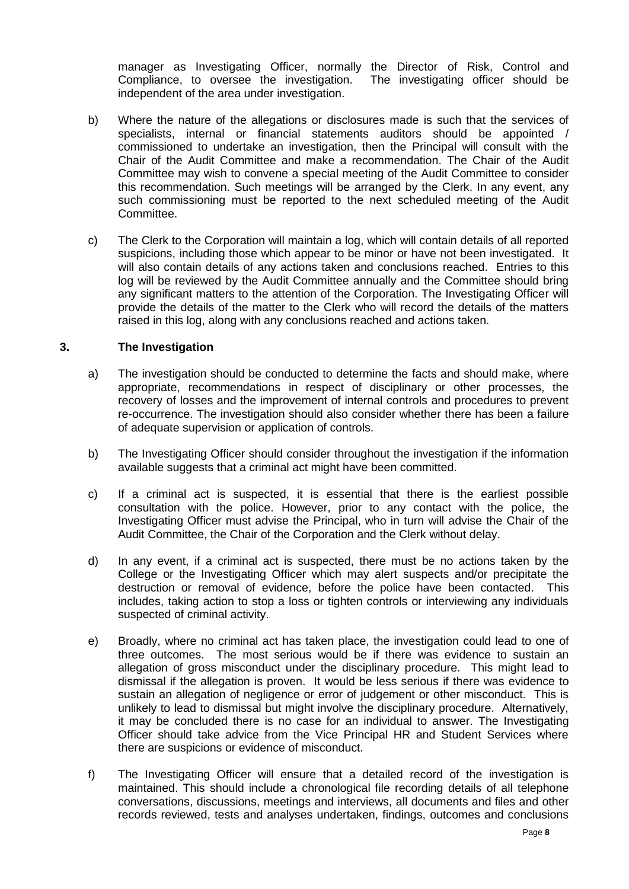manager as Investigating Officer, normally the Director of Risk, Control and Compliance, to oversee the investigation. The investigating officer should be independent of the area under investigation.

b) Where the nature of the allegations or disclosures made is such that the services of specialists, internal or financial statements auditors should be appointed / commissioned to undertake an investigation, then the Principal will consult with the Chair of the Audit Committee and make a recommendation. The Chair of the Audit Committee may wish to convene a special meeting of the Audit Committee to consider this recommendation. Such meetings will be arranged by the Clerk. In any event, any such commissioning must be reported to the next scheduled meeting of the Audit Committee.

c) The Clerk to the Corporation will maintain a log, which will contain details of all reported suspicions, including those which appear to be minor or have not been investigated. It will also contain details of any actions taken and conclusions reached. Entries to this log will be reviewed by the Audit Committee annually and the Committee should bring any significant matters to the attention of the Corporation. The Investigating Officer will provide the details of the matter to the Clerk who will record the details of the matters raised in this log, along with any conclusions reached and actions taken.

## 3. The Investigation

a) The investigation should be conducted to determine the facts and should make, where appropriate, recommendations in respect of disciplinary or other processes, the recovery of losses and the improvement of internal controls and procedures to prevent re-occurrence. The investigation should also consider whether there has been a failure of adequate supervision or application of controls.

b) The Investigating Officer should consider throughout the investigation if the information available suggests that a criminal act might have been committed.

c) If a criminal act is suspected, it is essential that there is the earliest possible consultation with the police. However, prior to any contact with the police, the Investigating Officer must advise the Principal, who in turn will advise the Chair of the Audit Committee, the Chair of the Corporation and the Clerk without delay.

d) In any event, if a criminal act is suspected, there must be no actions taken by the College or the Investigating Officer which may alert suspects and/or precipitate the destruction or removal of evidence, before the police have been contacted. This includes, taking action to stop a loss or tighten controls or interviewing any individuals suspected of criminal activity.

e) Broadly, where no criminal act has taken place, the investigation could lead to one of three outcomes. The most serious would be if there was evidence to sustain an allegation of gross misconduct under the disciplinary procedure. This might lead to dismissal if the allegation is proven. It would be less serious if there was evidence to sustain an allegation of negligence or error of judgement or other misconduct. This is unlikely to lead to dismissal but might involve the disciplinary procedure. Alternatively, it may be concluded there is no case for an individual to answer. The Investigating Officer should take advice from the Vice Principal HR and Student Services where there are suspicions or evidence of misconduct.

f) The Investigating Officer will ensure that a detailed record of the investigation is maintained. This should include a chronological file recording details of all telephone conversations, discussions, meetings and interviews, all documents and files and other records reviewed, tests and analyses undertaken, findings, outcomes and conclusions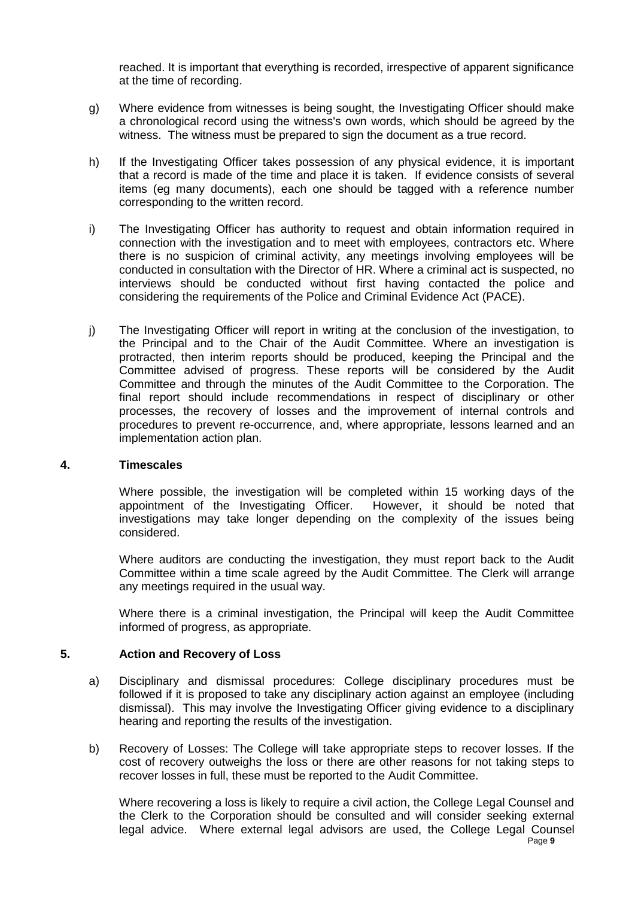reached. It is important that everything is recorded, irrespective of apparent significance at the time of recording.

g) Where evidence from witnesses is being sought, the Investigating Officer should make a chronological record using the witness's own words, which should be agreed by the witness. The witness must be prepared to sign the document as a true record.

h) If the Investigating Officer takes possession of any physical evidence, it is important that a record is made of the time and place it is taken. If evidence consists of several items (eg many documents), each one should be tagged with a reference number corresponding to the written record.

i) The Investigating Officer has authority to request and obtain information required in connection with the investigation and to meet with employees, contractors etc. Where there is no suspicion of criminal activity, any meetings involving employees will be conducted in consultation with the Director of HR. Where a criminal act is suspected, no interviews should be conducted without first having contacted the police and considering the requirements of the Police and Criminal Evidence Act (PACE).

j) The Investigating Officer will report in writing at the conclusion of the investigation, to the Principal and to the Chair of the Audit Committee. Where an investigation is protracted, then interim reports should be produced, keeping the Principal and the Committee advised of progress. These reports will be considered by the Audit Committee and through the minutes of the Audit Committee to the Corporation. The final report should include recommendations in respect of disciplinary or other processes, the recovery of losses and the improvement of internal controls and procedures to prevent re-occurrence, and, where appropriate, lessons learned and an implementation action plan.

## 4. Timescales

Where possible, the investigation will be completed within 15 working days of the appointment of the Investigating Officer. However, it should be noted that investigations may take longer depending on the complexity of the issues being considered.

Where auditors are conducting the investigation, they must report back to the Audit Committee within a time scale agreed by the Audit Committee. The Clerk will arrange any meetings required in the usual way.

Where there is a criminal investigation, the Principal will keep the Audit Committee informed of progress, as appropriate.

## 5. Action and Recovery of Loss

a) Disciplinary and dismissal procedures: College disciplinary procedures must be followed if it is proposed to take any disciplinary action against an employee (including dismissal). This may involve the Investigating Officer giving evidence to a disciplinary hearing and reporting the results of the investigation.

b) Recovery of Losses: The College will take appropriate steps to recover losses. If the cost of recovery outweighs the loss or there are other reasons for not taking steps to recover losses in full, these must be reported to the Audit Committee.

Where recovering a loss is likely to require a civil action, the College Legal Counsel and the Clerk to the Corporation should be consulted and will consider seeking external legal advice. Where external legal advisors are used, the College Legal Counsel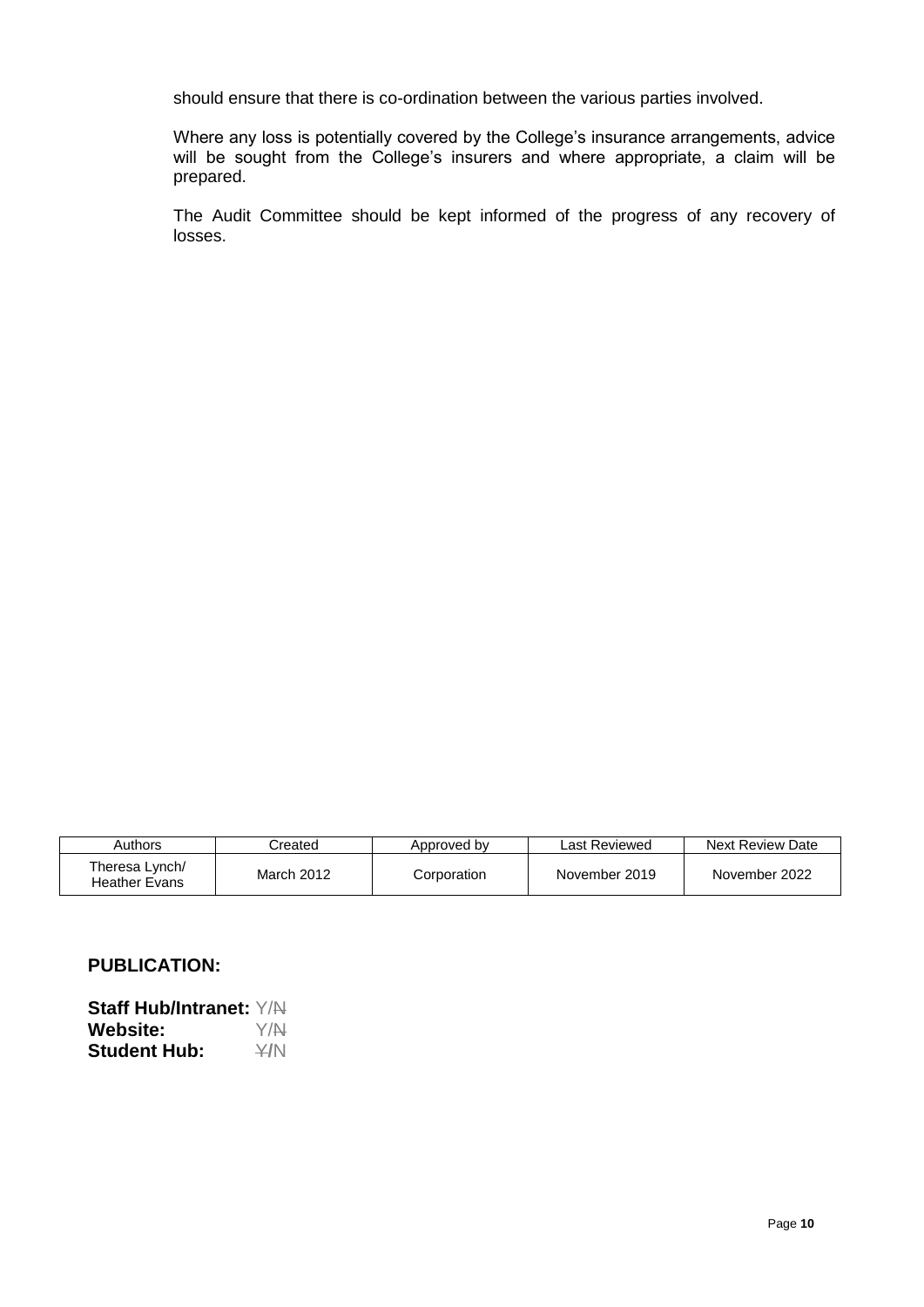should ensure that there is co-ordination between the various parties involved.

Where any loss is potentially covered by the College's insurance arrangements, advice will be sought from the College's insurers and where appropriate, a claim will be prepared.

The Audit Committee should be kept informed of the progress of any recovery of losses.

| Authors | Created | Approved by | Last Reviewed | Next Review Date |
| --- | --- | --- | --- | --- |
| Theresa Lynch/ Heather Evans | March 2012 | Corporation | November 2019 | November 2022 |

## PUBLICATION:

**Staff Hub/Intranet:** Y/~~N~~
**Website:** Y/~~N~~
**Student Hub:** ~~Y~~/N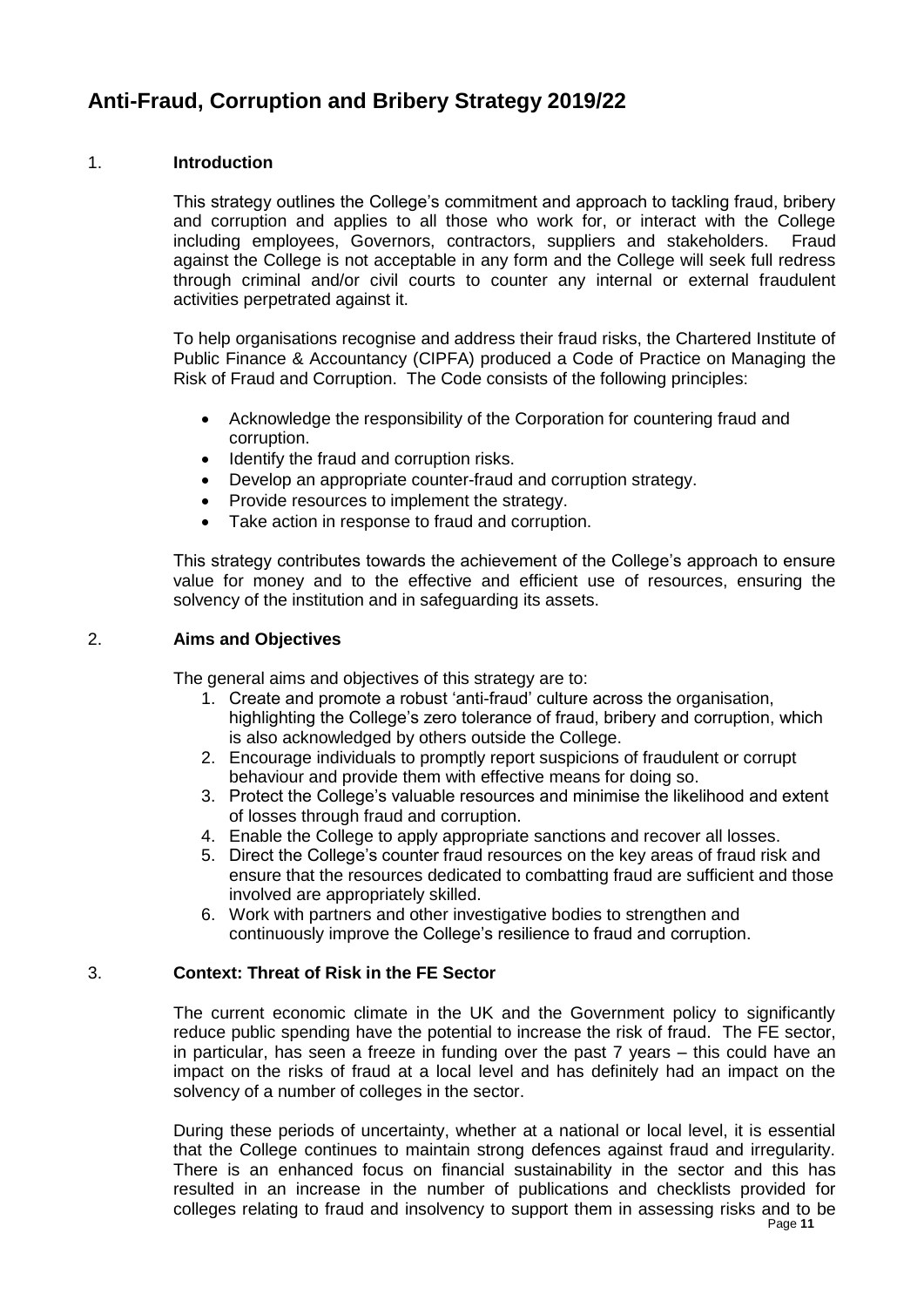# Anti-Fraud, Corruption and Bribery Strategy 2019/22

## 1. Introduction

This strategy outlines the College's commitment and approach to tackling fraud, bribery and corruption and applies to all those who work for, or interact with the College including employees, Governors, contractors, suppliers and stakeholders. Fraud against the College is not acceptable in any form and the College will seek full redress through criminal and/or civil courts to counter any internal or external fraudulent activities perpetrated against it.

To help organisations recognise and address their fraud risks, the Chartered Institute of Public Finance & Accountancy (CIPFA) produced a Code of Practice on Managing the Risk of Fraud and Corruption. The Code consists of the following principles:

- Acknowledge the responsibility of the Corporation for countering fraud and corruption.
- Identify the fraud and corruption risks.
- Develop an appropriate counter-fraud and corruption strategy.
- Provide resources to implement the strategy.
- Take action in response to fraud and corruption.

This strategy contributes towards the achievement of the College's approach to ensure value for money and to the effective and efficient use of resources, ensuring the solvency of the institution and in safeguarding its assets.

## 2. Aims and Objectives

The general aims and objectives of this strategy are to:

1. Create and promote a robust 'anti-fraud' culture across the organisation, highlighting the College's zero tolerance of fraud, bribery and corruption, which is also acknowledged by others outside the College.
2. Encourage individuals to promptly report suspicions of fraudulent or corrupt behaviour and provide them with effective means for doing so.
3. Protect the College's valuable resources and minimise the likelihood and extent of losses through fraud and corruption.
4. Enable the College to apply appropriate sanctions and recover all losses.
5. Direct the College's counter fraud resources on the key areas of fraud risk and ensure that the resources dedicated to combatting fraud are sufficient and those involved are appropriately skilled.
6. Work with partners and other investigative bodies to strengthen and continuously improve the College's resilience to fraud and corruption.

## 3. Context: Threat of Risk in the FE Sector

The current economic climate in the UK and the Government policy to significantly reduce public spending have the potential to increase the risk of fraud. The FE sector, in particular, has seen a freeze in funding over the past 7 years – this could have an impact on the risks of fraud at a local level and has definitely had an impact on the solvency of a number of colleges in the sector.

During these periods of uncertainty, whether at a national or local level, it is essential that the College continues to maintain strong defences against fraud and irregularity. There is an enhanced focus on financial sustainability in the sector and this has resulted in an increase in the number of publications and checklists provided for colleges relating to fraud and insolvency to support them in assessing risks and to be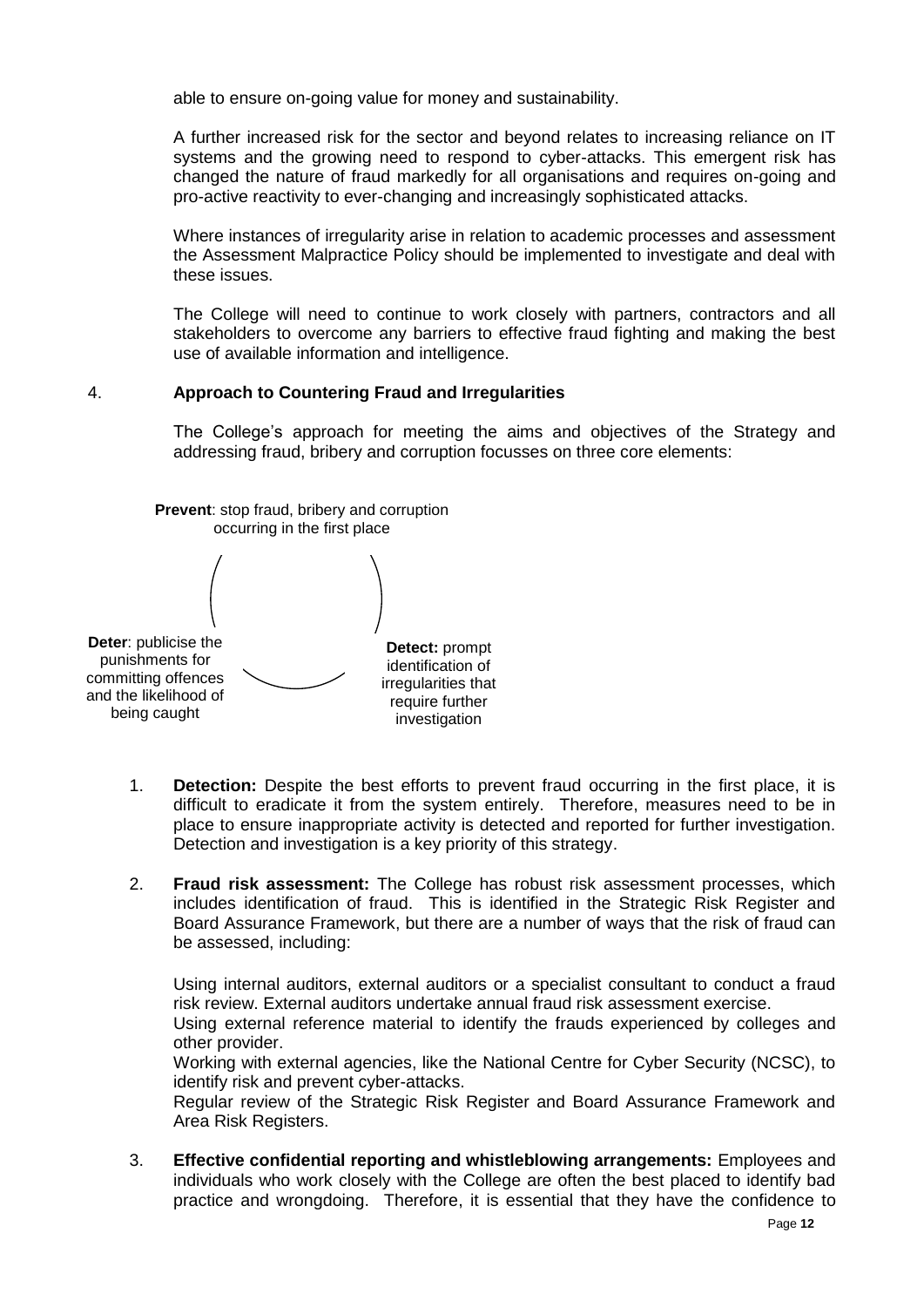able to ensure on-going value for money and sustainability.

A further increased risk for the sector and beyond relates to increasing reliance on IT systems and the growing need to respond to cyber-attacks. This emergent risk has changed the nature of fraud markedly for all organisations and requires on-going and pro-active reactivity to ever-changing and increasingly sophisticated attacks.

Where instances of irregularity arise in relation to academic processes and assessment the Assessment Malpractice Policy should be implemented to investigate and deal with these issues.

The College will need to continue to work closely with partners, contractors and all stakeholders to overcome any barriers to effective fraud fighting and making the best use of available information and intelligence.

## 4. Approach to Countering Fraud and Irregularities

The College's approach for meeting the aims and objectives of the Strategy and addressing fraud, bribery and corruption focusses on three core elements:

**Prevent**: stop fraud, bribery and corruption occurring in the first place

**Deter**: publicise the punishments for committing offences and the likelihood of being caught

**Detect:** prompt identification of irregularities that require further investigation

1. **Detection:** Despite the best efforts to prevent fraud occurring in the first place, it is difficult to eradicate it from the system entirely. Therefore, measures need to be in place to ensure inappropriate activity is detected and reported for further investigation. Detection and investigation is a key priority of this strategy.

2. **Fraud risk assessment:** The College has robust risk assessment processes, which includes identification of fraud. This is identified in the Strategic Risk Register and Board Assurance Framework, but there are a number of ways that the risk of fraud can be assessed, including:

   Using internal auditors, external auditors or a specialist consultant to conduct a fraud risk review. External auditors undertake annual fraud risk assessment exercise.
   Using external reference material to identify the frauds experienced by colleges and other provider.
   Working with external agencies, like the National Centre for Cyber Security (NCSC), to identify risk and prevent cyber-attacks.
   Regular review of the Strategic Risk Register and Board Assurance Framework and Area Risk Registers.

3. **Effective confidential reporting and whistleblowing arrangements:** Employees and individuals who work closely with the College are often the best placed to identify bad practice and wrongdoing. Therefore, it is essential that they have the confidence to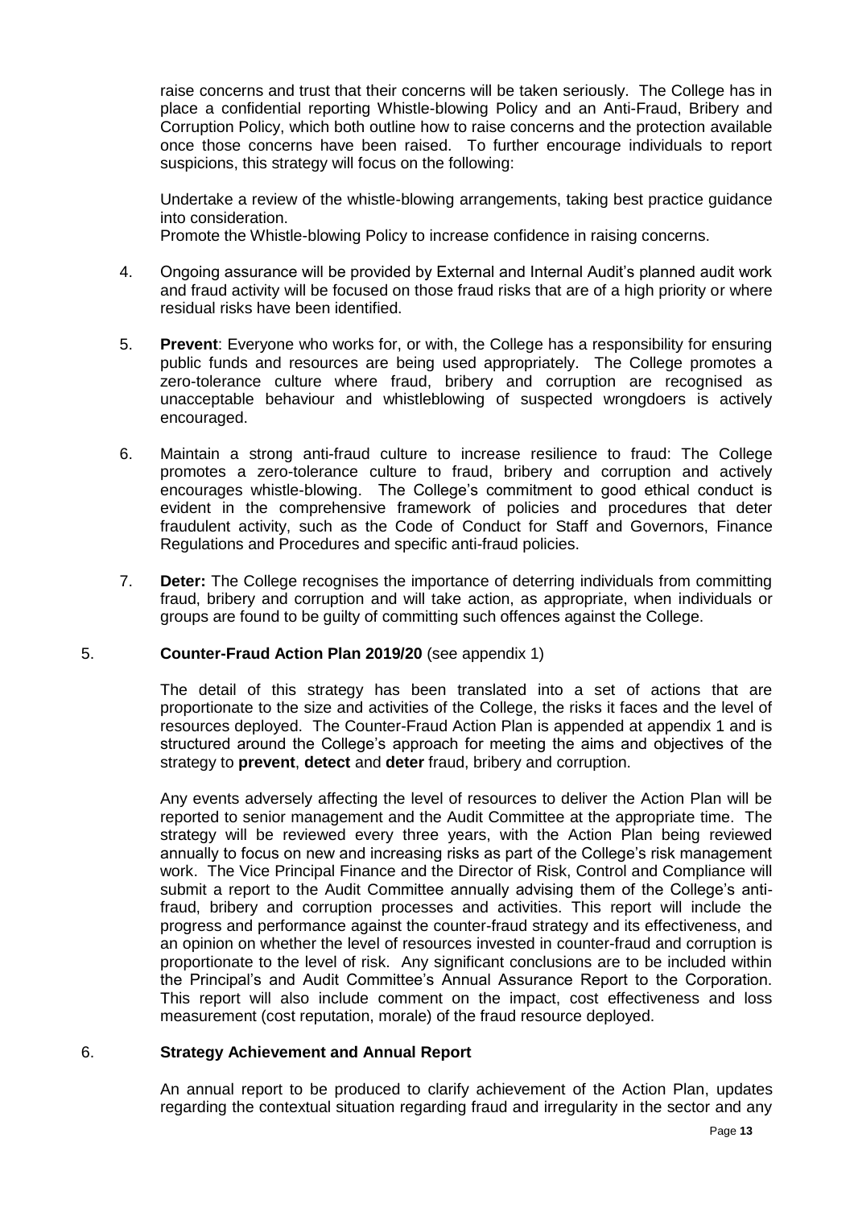raise concerns and trust that their concerns will be taken seriously. The College has in place a confidential reporting Whistle-blowing Policy and an Anti-Fraud, Bribery and Corruption Policy, which both outline how to raise concerns and the protection available once those concerns have been raised. To further encourage individuals to report suspicions, this strategy will focus on the following:

Undertake a review of the whistle-blowing arrangements, taking best practice guidance into consideration.
Promote the Whistle-blowing Policy to increase confidence in raising concerns.

4. Ongoing assurance will be provided by External and Internal Audit's planned audit work and fraud activity will be focused on those fraud risks that are of a high priority or where residual risks have been identified.

5. **Prevent**: Everyone who works for, or with, the College has a responsibility for ensuring public funds and resources are being used appropriately. The College promotes a zero-tolerance culture where fraud, bribery and corruption are recognised as unacceptable behaviour and whistleblowing of suspected wrongdoers is actively encouraged.

6. Maintain a strong anti-fraud culture to increase resilience to fraud: The College promotes a zero-tolerance culture to fraud, bribery and corruption and actively encourages whistle-blowing. The College's commitment to good ethical conduct is evident in the comprehensive framework of policies and procedures that deter fraudulent activity, such as the Code of Conduct for Staff and Governors, Finance Regulations and Procedures and specific anti-fraud policies.

7. **Deter:** The College recognises the importance of deterring individuals from committing fraud, bribery and corruption and will take action, as appropriate, when individuals or groups are found to be guilty of committing such offences against the College.

## 5. **Counter-Fraud Action Plan 2019/20** (see appendix 1)

The detail of this strategy has been translated into a set of actions that are proportionate to the size and activities of the College, the risks it faces and the level of resources deployed. The Counter-Fraud Action Plan is appended at appendix 1 and is structured around the College's approach for meeting the aims and objectives of the strategy to **prevent**, **detect** and **deter** fraud, bribery and corruption.

Any events adversely affecting the level of resources to deliver the Action Plan will be reported to senior management and the Audit Committee at the appropriate time. The strategy will be reviewed every three years, with the Action Plan being reviewed annually to focus on new and increasing risks as part of the College's risk management work. The Vice Principal Finance and the Director of Risk, Control and Compliance will submit a report to the Audit Committee annually advising them of the College's anti-fraud, bribery and corruption processes and activities. This report will include the progress and performance against the counter-fraud strategy and its effectiveness, and an opinion on whether the level of resources invested in counter-fraud and corruption is proportionate to the level of risk. Any significant conclusions are to be included within the Principal's and Audit Committee's Annual Assurance Report to the Corporation. This report will also include comment on the impact, cost effectiveness and loss measurement (cost reputation, morale) of the fraud resource deployed.

## 6. **Strategy Achievement and Annual Report**

An annual report to be produced to clarify achievement of the Action Plan, updates regarding the contextual situation regarding fraud and irregularity in the sector and any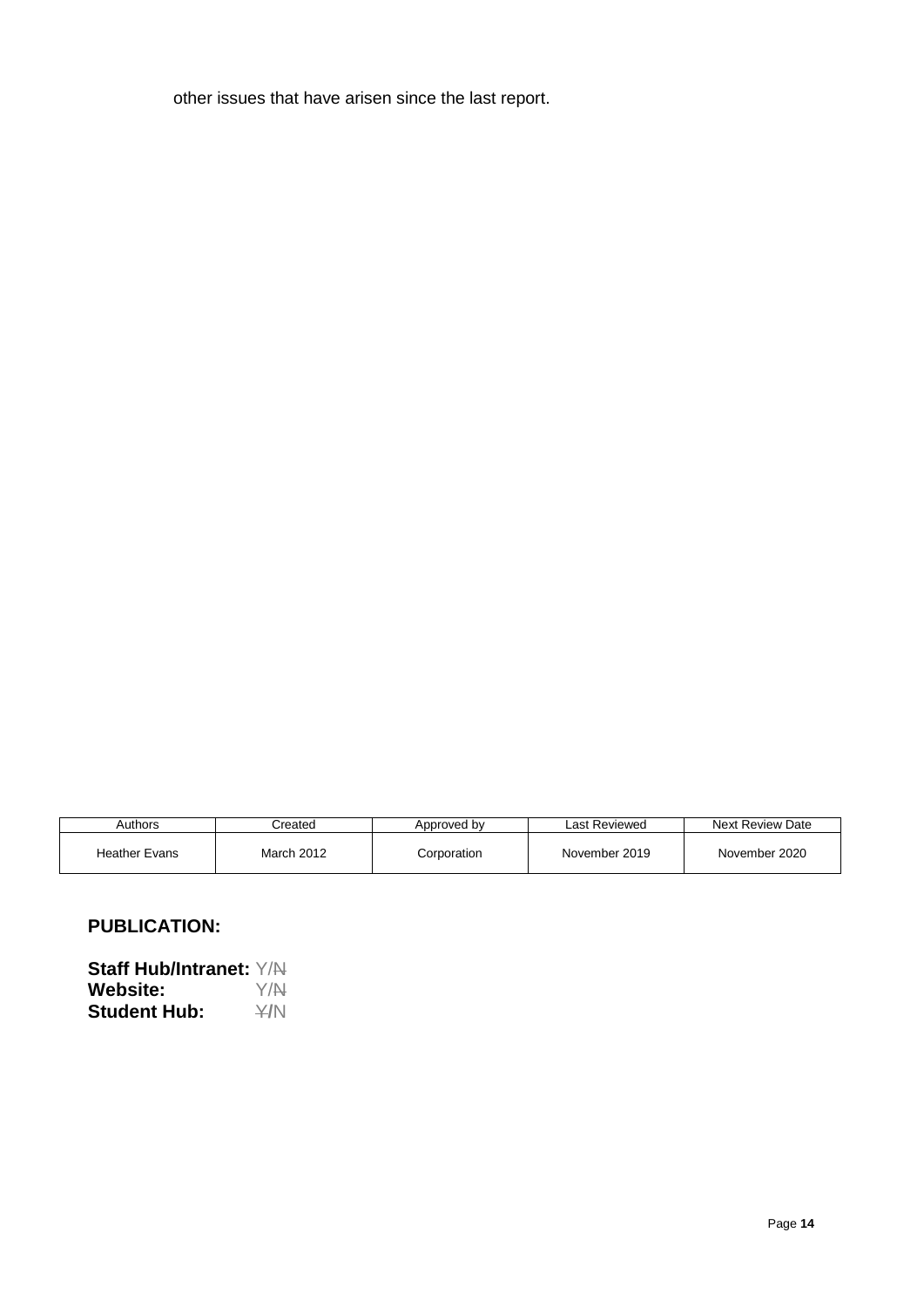other issues that have arisen since the last report.

| Authors | Created | Approved by | Last Reviewed | Next Review Date |
|---|---|---|---|---|
| Heather Evans | March 2012 | Corporation | November 2019 | November 2020 |

**PUBLICATION:**

**Staff Hub/Intranet:** Y/~~N~~
**Website:** Y/~~N~~
**Student Hub:** ~~Y~~/N